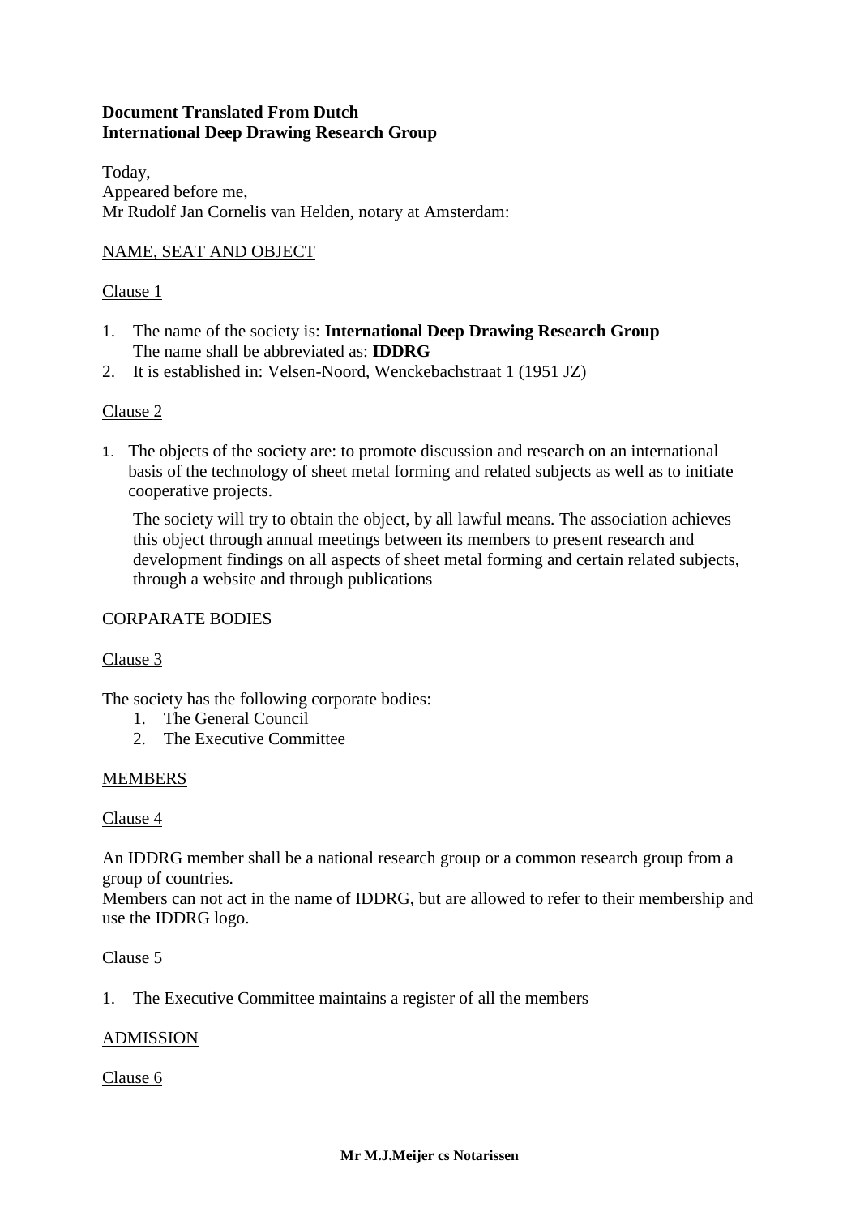**Document Translated From Dutch**
**International Deep Drawing Research Group**

Today,
Appeared before me,
Mr Rudolf Jan Cornelis van Helden, notary at Amsterdam:

NAME, SEAT AND OBJECT

Clause 1

1. The name of the society is: **International Deep Drawing Research Group**
   The name shall be abbreviated as: **IDDRG**
2. It is established in: Velsen-Noord, Wenckebachstraat 1 (1951 JZ)

Clause 2

1. The objects of the society are: to promote discussion and research on an international basis of the technology of sheet metal forming and related subjects as well as to initiate cooperative projects.

   The society will try to obtain the object, by all lawful means. The association achieves this object through annual meetings between its members to present research and development findings on all aspects of sheet metal forming and certain related subjects, through a website and through publications

CORPARATE BODIES

Clause 3

The society has the following corporate bodies:

1. The General Council
2. The Executive Committee

MEMBERS

Clause 4

An IDDRG member shall be a national research group or a common research group from a group of countries.
Members can not act in the name of IDDRG, but are allowed to refer to their membership and use the IDDRG logo.

Clause 5

1. The Executive Committee maintains a register of all the members

ADMISSION

Clause 6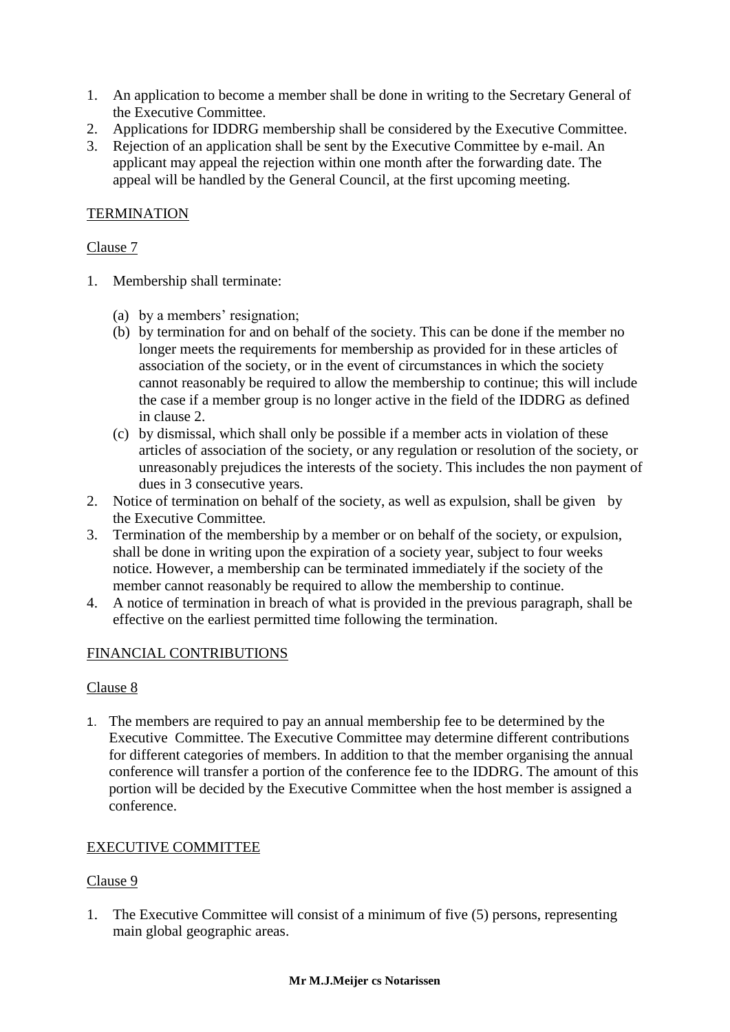1. An application to become a member shall be done in writing to the Secretary General of the Executive Committee.
2. Applications for IDDRG membership shall be considered by the Executive Committee.
3. Rejection of an application shall be sent by the Executive Committee by e-mail. An applicant may appeal the rejection within one month after the forwarding date. The appeal will be handled by the General Council, at the first upcoming meeting.

TERMINATION

Clause 7

1. Membership shall terminate:

   (a) by a members' resignation;
   (b) by termination for and on behalf of the society. This can be done if the member no longer meets the requirements for membership as provided for in these articles of association of the society, or in the event of circumstances in which the society cannot reasonably be required to allow the membership to continue; this will include the case if a member group is no longer active in the field of the IDDRG as defined in clause 2.
   (c) by dismissal, which shall only be possible if a member acts in violation of these articles of association of the society, or any regulation or resolution of the society, or unreasonably prejudices the interests of the society. This includes the non payment of dues in 3 consecutive years.
2. Notice of termination on behalf of the society, as well as expulsion, shall be given by the Executive Committee.
3. Termination of the membership by a member or on behalf of the society, or expulsion, shall be done in writing upon the expiration of a society year, subject to four weeks notice. However, a membership can be terminated immediately if the society of the member cannot reasonably be required to allow the membership to continue.
4. A notice of termination in breach of what is provided in the previous paragraph, shall be effective on the earliest permitted time following the termination.

FINANCIAL CONTRIBUTIONS

Clause 8

1. The members are required to pay an annual membership fee to be determined by the Executive Committee. The Executive Committee may determine different contributions for different categories of members. In addition to that the member organising the annual conference will transfer a portion of the conference fee to the IDDRG. The amount of this portion will be decided by the Executive Committee when the host member is assigned a conference.

EXECUTIVE COMMITTEE

Clause 9

1. The Executive Committee will consist of a minimum of five (5) persons, representing main global geographic areas.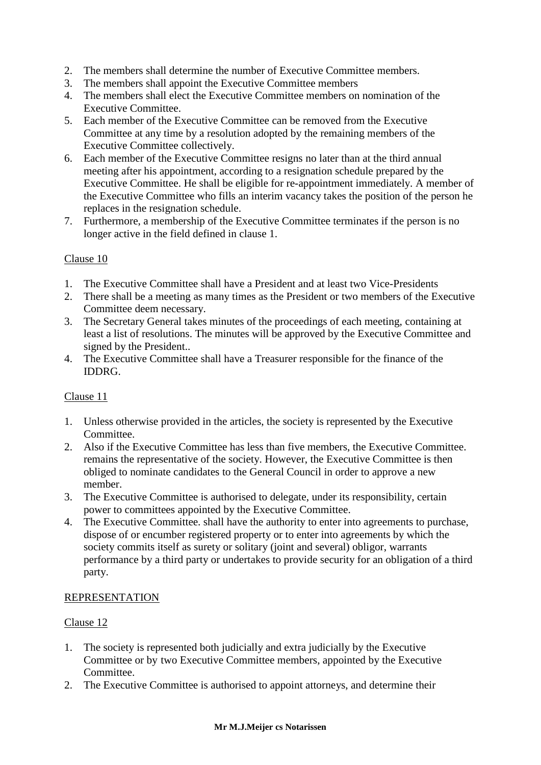2. The members shall determine the number of Executive Committee members.
3. The members shall appoint the Executive Committee members
4. The members shall elect the Executive Committee members on nomination of the Executive Committee.
5. Each member of the Executive Committee can be removed from the Executive Committee at any time by a resolution adopted by the remaining members of the Executive Committee collectively.
6. Each member of the Executive Committee resigns no later than at the third annual meeting after his appointment, according to a resignation schedule prepared by the Executive Committee. He shall be eligible for re-appointment immediately. A member of the Executive Committee who fills an interim vacancy takes the position of the person he replaces in the resignation schedule.
7. Furthermore, a membership of the Executive Committee terminates if the person is no longer active in the field defined in clause 1.

Clause 10

1. The Executive Committee shall have a President and at least two Vice-Presidents
2. There shall be a meeting as many times as the President or two members of the Executive Committee deem necessary.
3. The Secretary General takes minutes of the proceedings of each meeting, containing at least a list of resolutions. The minutes will be approved by the Executive Committee and signed by the President..
4. The Executive Committee shall have a Treasurer responsible for the finance of the IDDRG.

Clause 11

1. Unless otherwise provided in the articles, the society is represented by the Executive Committee.
2. Also if the Executive Committee has less than five members, the Executive Committee. remains the representative of the society. However, the Executive Committee is then obliged to nominate candidates to the General Council in order to approve a new member.
3. The Executive Committee is authorised to delegate, under its responsibility, certain power to committees appointed by the Executive Committee.
4. The Executive Committee. shall have the authority to enter into agreements to purchase, dispose of or encumber registered property or to enter into agreements by which the society commits itself as surety or solitary (joint and several) obligor, warrants performance by a third party or undertakes to provide security for an obligation of a third party.

REPRESENTATION

Clause 12

1. The society is represented both judicially and extra judicially by the Executive Committee or by two Executive Committee members, appointed by the Executive Committee.
2. The Executive Committee is authorised to appoint attorneys, and determine their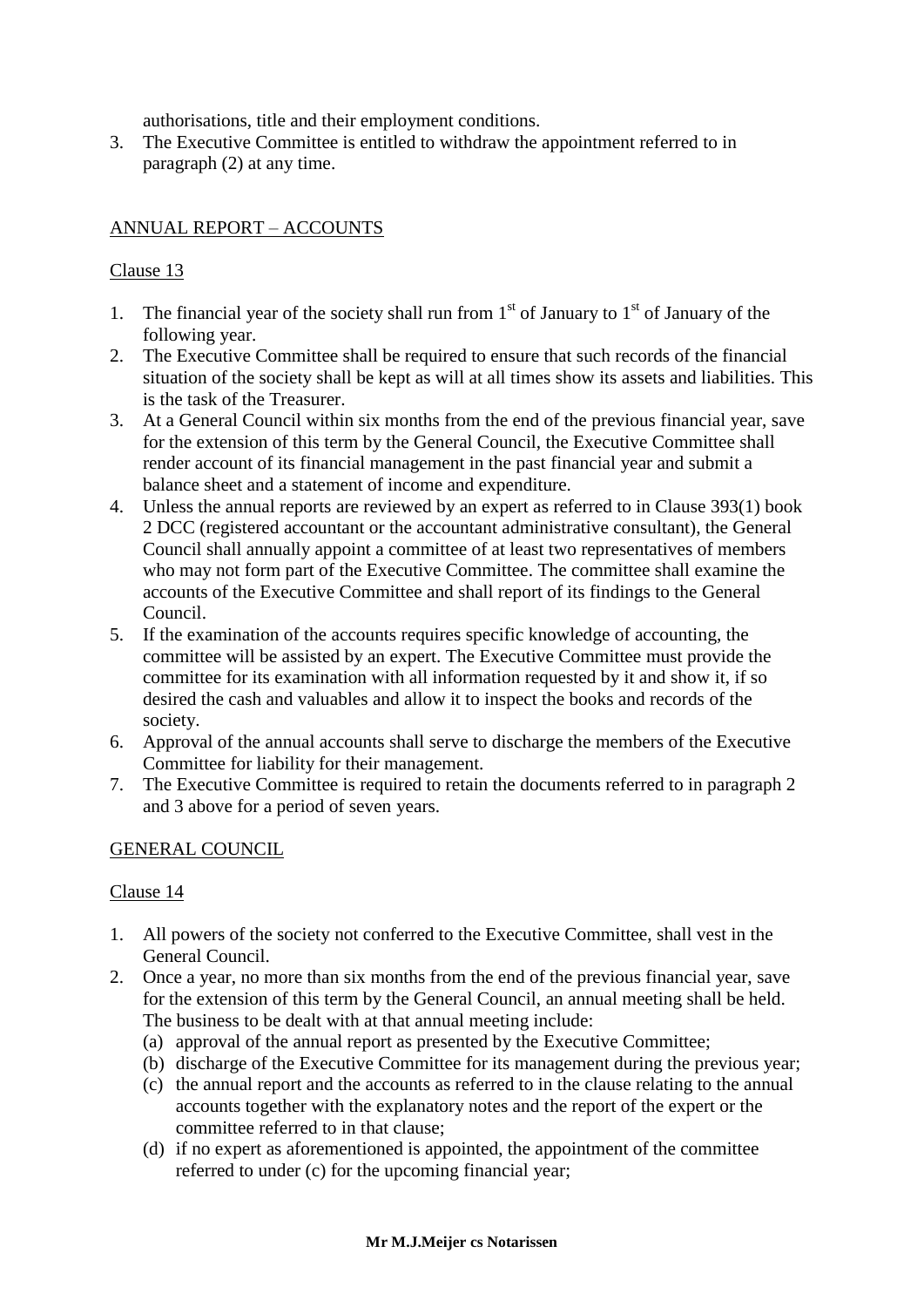authorisations, title and their employment conditions.

3. The Executive Committee is entitled to withdraw the appointment referred to in paragraph (2) at any time.

## ANNUAL REPORT – ACCOUNTS

### Clause 13

1. The financial year of the society shall run from 1st of January to 1st of January of the following year.
2. The Executive Committee shall be required to ensure that such records of the financial situation of the society shall be kept as will at all times show its assets and liabilities. This is the task of the Treasurer.
3. At a General Council within six months from the end of the previous financial year, save for the extension of this term by the General Council, the Executive Committee shall render account of its financial management in the past financial year and submit a balance sheet and a statement of income and expenditure.
4. Unless the annual reports are reviewed by an expert as referred to in Clause 393(1) book 2 DCC (registered accountant or the accountant administrative consultant), the General Council shall annually appoint a committee of at least two representatives of members who may not form part of the Executive Committee. The committee shall examine the accounts of the Executive Committee and shall report of its findings to the General Council.
5. If the examination of the accounts requires specific knowledge of accounting, the committee will be assisted by an expert. The Executive Committee must provide the committee for its examination with all information requested by it and show it, if so desired the cash and valuables and allow it to inspect the books and records of the society.
6. Approval of the annual accounts shall serve to discharge the members of the Executive Committee for liability for their management.
7. The Executive Committee is required to retain the documents referred to in paragraph 2 and 3 above for a period of seven years.

## GENERAL COUNCIL

### Clause 14

1. All powers of the society not conferred to the Executive Committee, shall vest in the General Council.
2. Once a year, no more than six months from the end of the previous financial year, save for the extension of this term by the General Council, an annual meeting shall be held. The business to be dealt with at that annual meeting include:
   (a) approval of the annual report as presented by the Executive Committee;
   (b) discharge of the Executive Committee for its management during the previous year;
   (c) the annual report and the accounts as referred to in the clause relating to the annual accounts together with the explanatory notes and the report of the expert or the committee referred to in that clause;
   (d) if no expert as aforementioned is appointed, the appointment of the committee referred to under (c) for the upcoming financial year;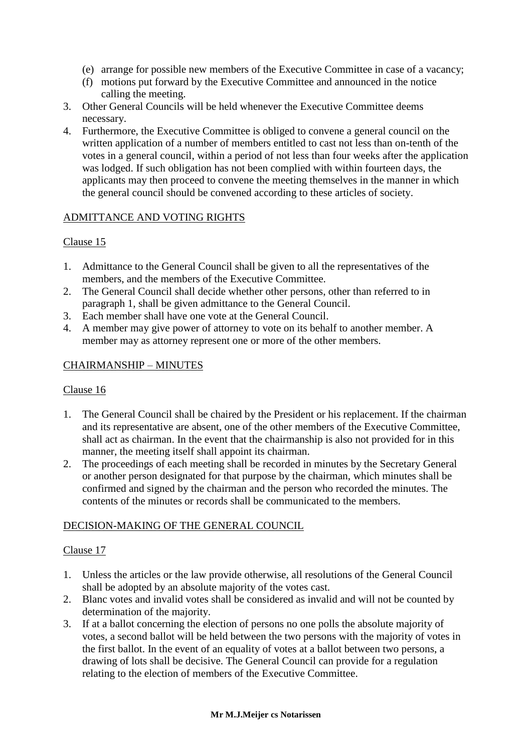(e) arrange for possible new members of the Executive Committee in case of a vacancy;
(f) motions put forward by the Executive Committee and announced in the notice calling the meeting.

3. Other General Councils will be held whenever the Executive Committee deems necessary.
4. Furthermore, the Executive Committee is obliged to convene a general council on the written application of a number of members entitled to cast not less than on-tenth of the votes in a general council, within a period of not less than four weeks after the application was lodged. If such obligation has not been complied with within fourteen days, the applicants may then proceed to convene the meeting themselves in the manner in which the general council should be convened according to these articles of society.

ADMITTANCE AND VOTING RIGHTS

Clause 15

1. Admittance to the General Council shall be given to all the representatives of the members, and the members of the Executive Committee.
2. The General Council shall decide whether other persons, other than referred to in paragraph 1, shall be given admittance to the General Council.
3. Each member shall have one vote at the General Council.
4. A member may give power of attorney to vote on its behalf to another member. A member may as attorney represent one or more of the other members.

CHAIRMANSHIP – MINUTES

Clause 16

1. The General Council shall be chaired by the President or his replacement. If the chairman and its representative are absent, one of the other members of the Executive Committee, shall act as chairman. In the event that the chairmanship is also not provided for in this manner, the meeting itself shall appoint its chairman.
2. The proceedings of each meeting shall be recorded in minutes by the Secretary General or another person designated for that purpose by the chairman, which minutes shall be confirmed and signed by the chairman and the person who recorded the minutes. The contents of the minutes or records shall be communicated to the members.

DECISION-MAKING OF THE GENERAL COUNCIL

Clause 17

1. Unless the articles or the law provide otherwise, all resolutions of the General Council shall be adopted by an absolute majority of the votes cast.
2. Blanc votes and invalid votes shall be considered as invalid and will not be counted by determination of the majority.
3. If at a ballot concerning the election of persons no one polls the absolute majority of votes, a second ballot will be held between the two persons with the majority of votes in the first ballot. In the event of an equality of votes at a ballot between two persons, a drawing of lots shall be decisive. The General Council can provide for a regulation relating to the election of members of the Executive Committee.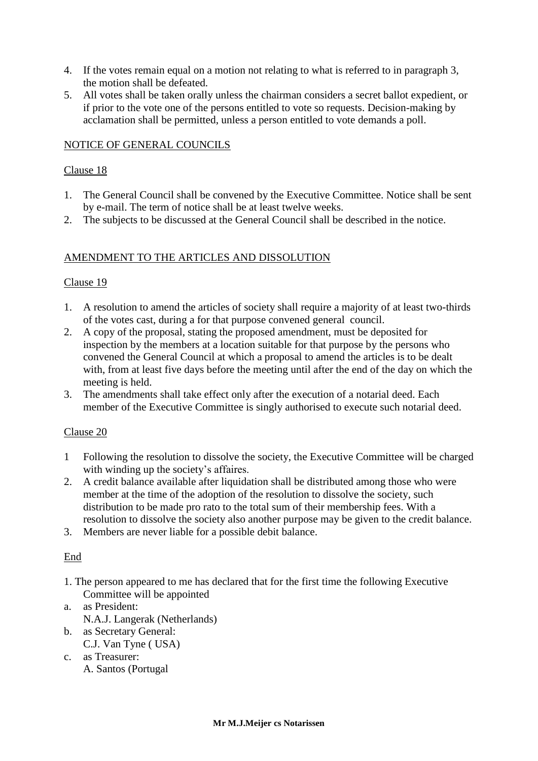4. If the votes remain equal on a motion not relating to what is referred to in paragraph 3, the motion shall be defeated.
5. All votes shall be taken orally unless the chairman considers a secret ballot expedient, or if prior to the vote one of the persons entitled to vote so requests. Decision-making by acclamation shall be permitted, unless a person entitled to vote demands a poll.

NOTICE OF GENERAL COUNCILS

Clause 18

1. The General Council shall be convened by the Executive Committee. Notice shall be sent by e-mail. The term of notice shall be at least twelve weeks.
2. The subjects to be discussed at the General Council shall be described in the notice.

AMENDMENT TO THE ARTICLES AND DISSOLUTION

Clause 19

1. A resolution to amend the articles of society shall require a majority of at least two-thirds of the votes cast, during a for that purpose convened general council.
2. A copy of the proposal, stating the proposed amendment, must be deposited for inspection by the members at a location suitable for that purpose by the persons who convened the General Council at which a proposal to amend the articles is to be dealt with, from at least five days before the meeting until after the end of the day on which the meeting is held.
3. The amendments shall take effect only after the execution of a notarial deed. Each member of the Executive Committee is singly authorised to execute such notarial deed.

Clause 20

1 Following the resolution to dissolve the society, the Executive Committee will be charged with winding up the society's affaires.
2. A credit balance available after liquidation shall be distributed among those who were member at the time of the adoption of the resolution to dissolve the society, such distribution to be made pro rato to the total sum of their membership fees. With a resolution to dissolve the society also another purpose may be given to the credit balance.
3. Members are never liable for a possible debit balance.

End

1. The person appeared to me has declared that for the first time the following Executive Committee will be appointed
a. as President:
   N.A.J. Langerak (Netherlands)
b. as Secretary General:
   C.J. Van Tyne ( USA)
c. as Treasurer:
   A. Santos (Portugal